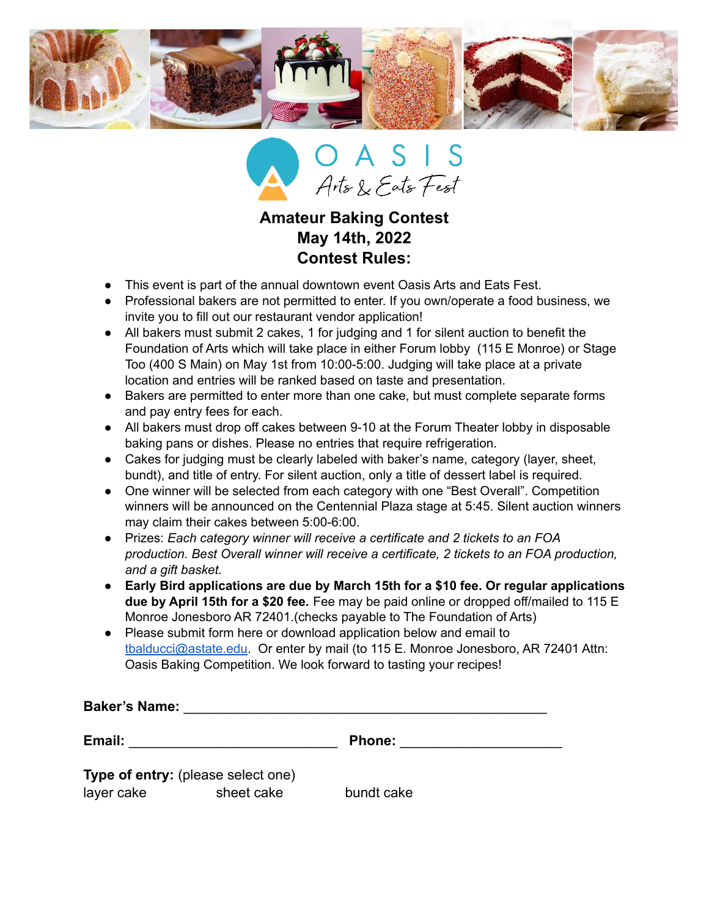OASIS
Arts & Eats Fest

# Amateur Baking Contest
## May 14th, 2022
## Contest Rules:

- This event is part of the annual downtown event Oasis Arts and Eats Fest.
- Professional bakers are not permitted to enter. If you own/operate a food business, we invite you to fill out our restaurant vendor application!
- All bakers must submit 2 cakes, 1 for judging and 1 for silent auction to benefit the Foundation of Arts which will take place in either Forum lobby (115 E Monroe) or Stage Too (400 S Main) on May 1st from 10:00-5:00. Judging will take place at a private location and entries will be ranked based on taste and presentation.
- Bakers are permitted to enter more than one cake, but must complete separate forms and pay entry fees for each.
- All bakers must drop off cakes between 9-10 at the Forum Theater lobby in disposable baking pans or dishes. Please no entries that require refrigeration.
- Cakes for judging must be clearly labeled with baker's name, category (layer, sheet, bundt), and title of entry. For silent auction, only a title of dessert label is required.
- One winner will be selected from each category with one "Best Overall". Competition winners will be announced on the Centennial Plaza stage at 5:45. Silent auction winners may claim their cakes between 5:00-6:00.
- Prizes: *Each category winner will receive a certificate and 2 tickets to an FOA production. Best Overall winner will receive a certificate, 2 tickets to an FOA production, and a gift basket.*
- **Early Bird applications are due by March 15th for a $10 fee. Or regular applications due by April 15th for a $20 fee.** Fee may be paid online or dropped off/mailed to 115 E Monroe Jonesboro AR 72401.(checks payable to The Foundation of Arts)
- Please submit form here or download application below and email to tbalducci@astate.edu. Or enter by mail (to 115 E. Monroe Jonesboro, AR 72401 Attn: Oasis Baking Competition. We look forward to tasting your recipes!

**Baker's Name:** ______________________________________________

**Email:** ___________________________ **Phone:** _____________________

**Type of entry:** (please select one)

layer cake sheet cake bundt cake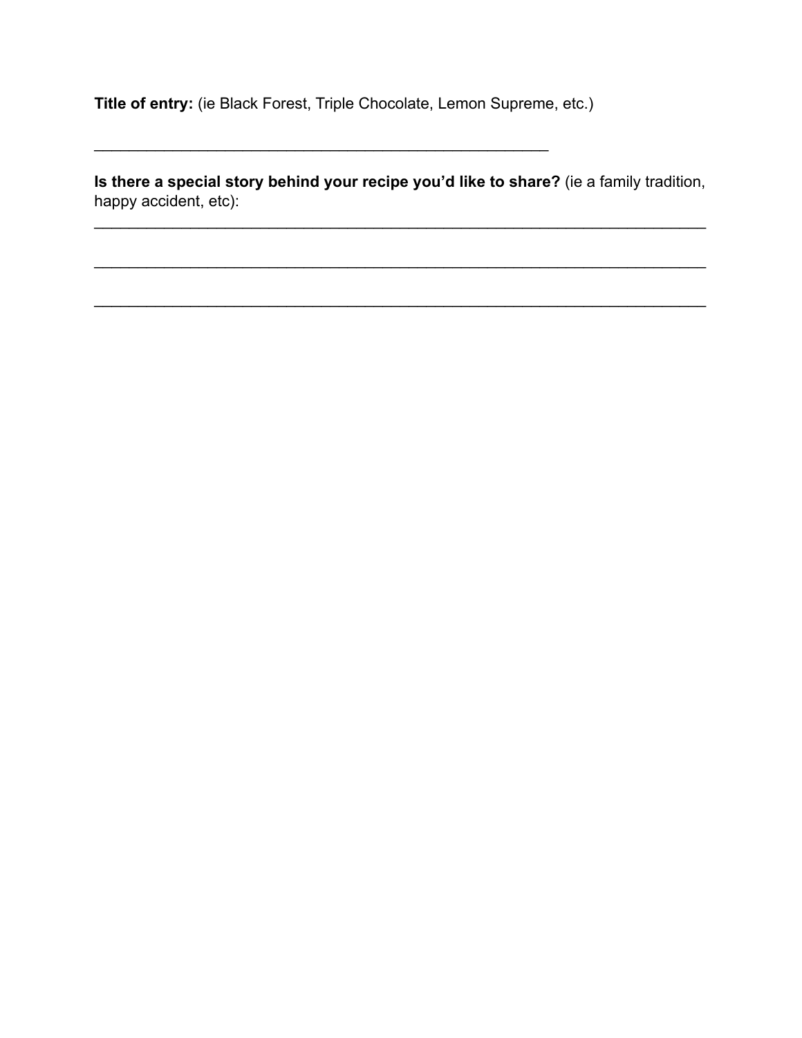**Title of entry:** (ie Black Forest, Triple Chocolate, Lemon Supreme, etc.)

_______________________________________________________

**Is there a special story behind your recipe you'd like to share?** (ie a family tradition, happy accident, etc):

___________________________________________________________________________

___________________________________________________________________________

___________________________________________________________________________